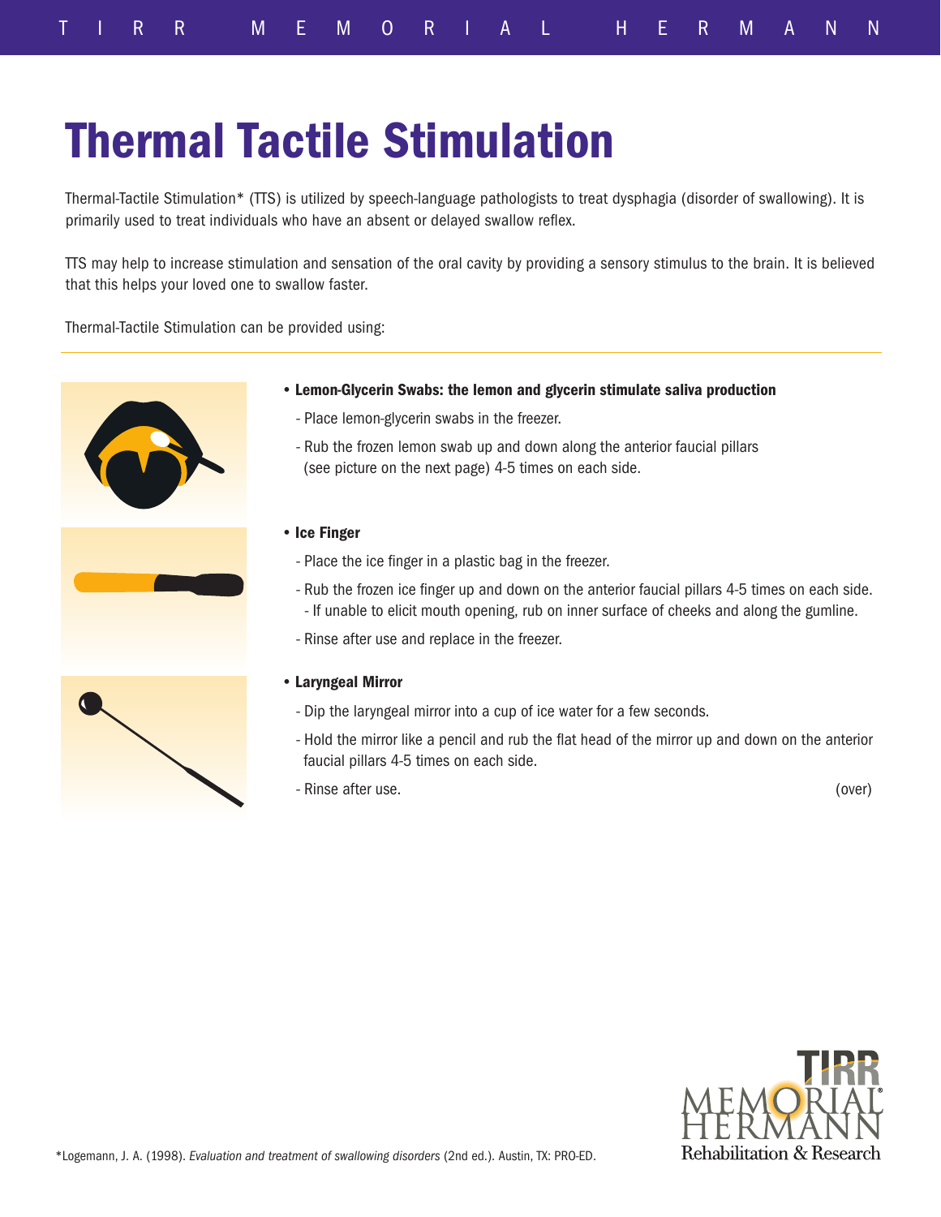# Thermal Tactile Stimulation

Thermal-Tactile Stimulation* (TTS) is utilized by speech-language pathologists to treat dysphagia (disorder of swallowing). It is primarily used to treat individuals who have an absent or delayed swallow reflex.

TTS may help to increase stimulation and sensation of the oral cavity by providing a sensory stimulus to the brain. It is believed that this helps your loved one to swallow faster.

Thermal-Tactile Stimulation can be provided using:

- **Lemon-Glycerin Swabs: the lemon and glycerin stimulate saliva production**
  - Place lemon-glycerin swabs in the freezer.
  - Rub the frozen lemon swab up and down along the anterior faucial pillars (see picture on the next page) 4-5 times on each side.

- **Ice Finger**
  - Place the ice finger in a plastic bag in the freezer.
  - Rub the frozen ice finger up and down on the anterior faucial pillars 4-5 times on each side.
    - If unable to elicit mouth opening, rub on inner surface of cheeks and along the gumline.
  - Rinse after use and replace in the freezer.

- **Laryngeal Mirror**
  - Dip the laryngeal mirror into a cup of ice water for a few seconds.
  - Hold the mirror like a pencil and rub the flat head of the mirror up and down on the anterior faucial pillars 4-5 times on each side.
  - Rinse after use.

(over)

*Logemann, J. A. (1998). *Evaluation and treatment of swallowing disorders* (2nd ed.). Austin, TX: PRO-ED.

TIRR Memorial Hermann Rehabilitation & Research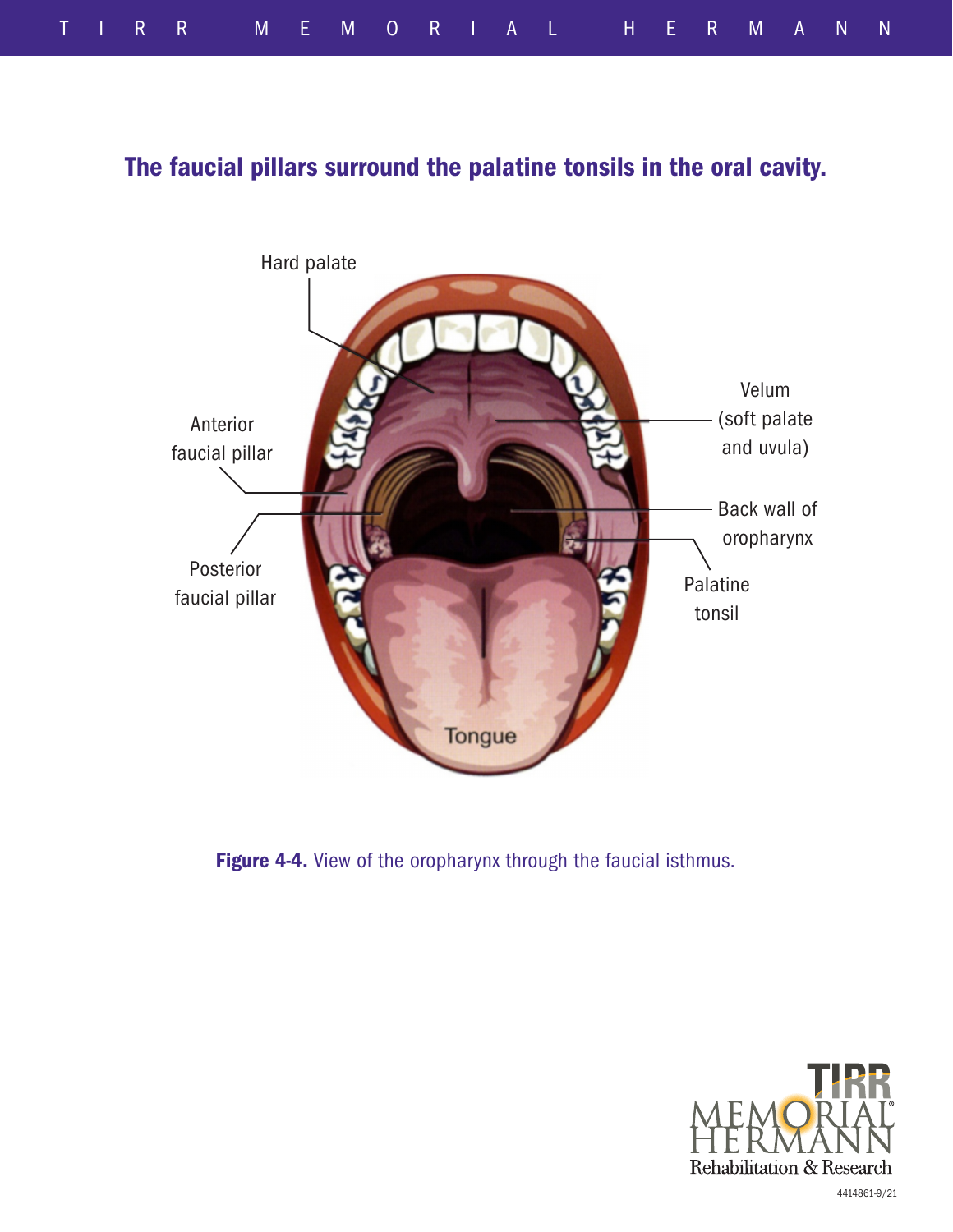## The faucial pillars surround the palatine tonsils in the oral cavity.

Hard palate

Velum (soft palate and uvula)

Anterior faucial pillar

Back wall of oropharynx

Posterior faucial pillar

Palatine tonsil

Tongue

**Figure 4-4.** View of the oropharynx through the faucial isthmus.

TIRR MEMORIAL HERMANN Rehabilitation & Research

4414861-9/21